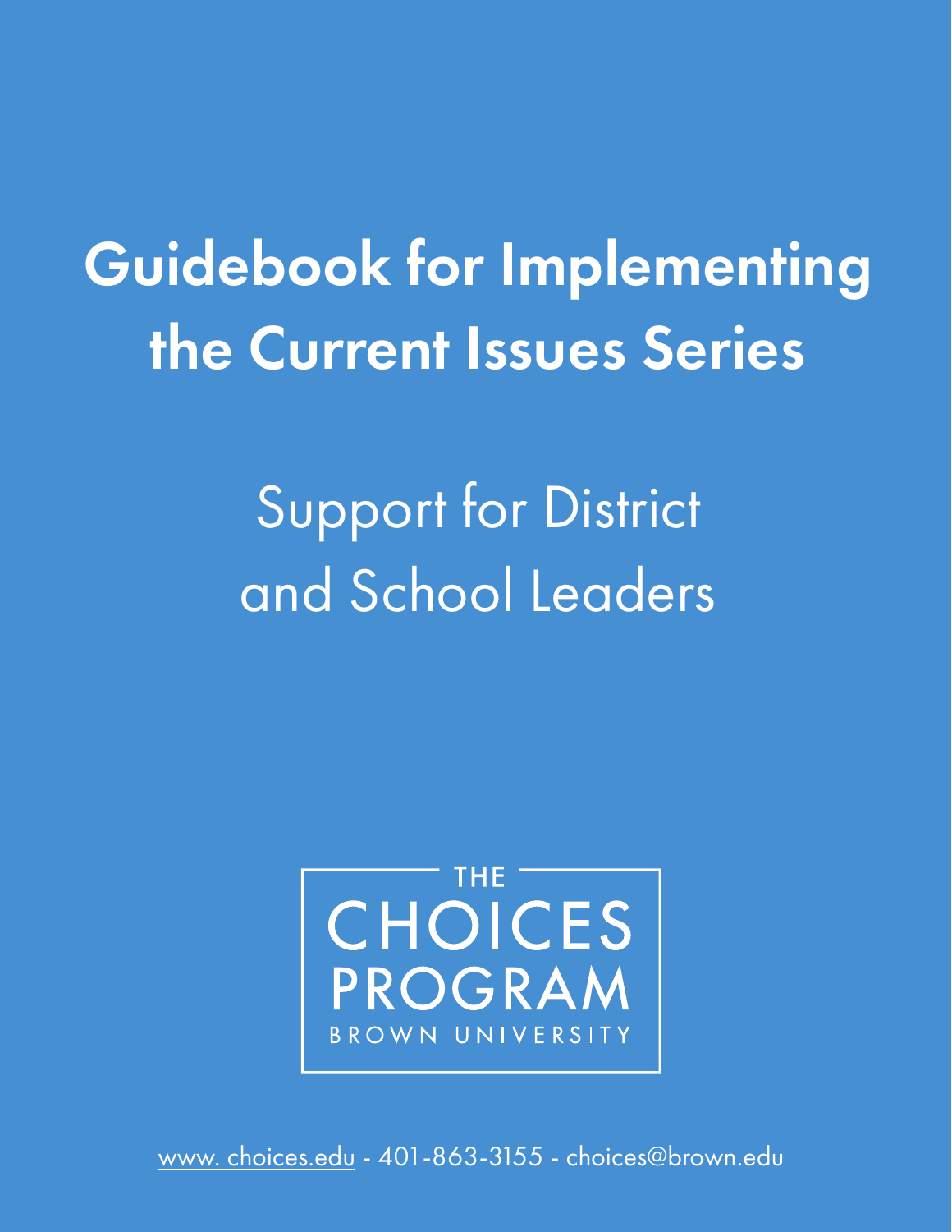# Guidebook for Implementing the Current Issues Series

## Support for District and School Leaders

THE CHOICES PROGRAM
BROWN UNIVERSITY

www. choices.edu - 401-863-3155 - choices@brown.edu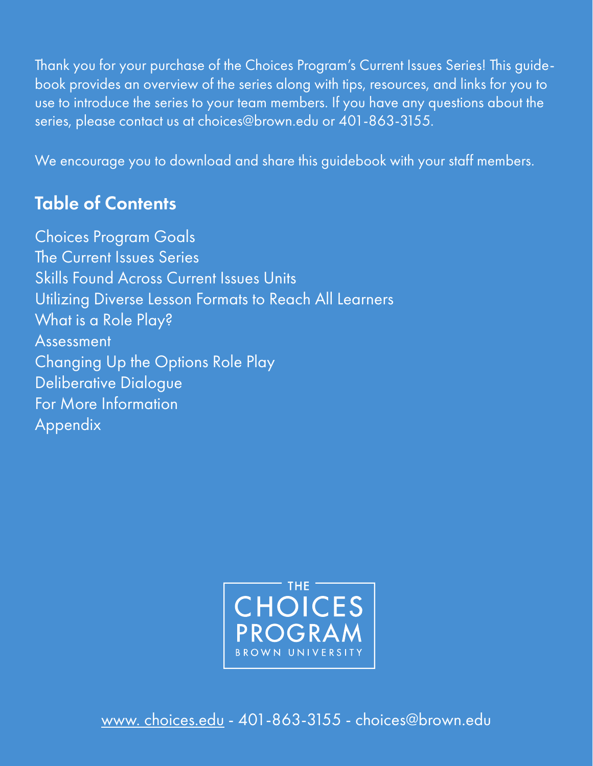Thank you for your purchase of the Choices Program's Current Issues Series! This guidebook provides an overview of the series along with tips, resources, and links for you to use to introduce the series to your team members. If you have any questions about the series, please contact us at choices@brown.edu or 401-863-3155.

We encourage you to download and share this guidebook with your staff members.

## Table of Contents

Choices Program Goals
The Current Issues Series
Skills Found Across Current Issues Units
Utilizing Diverse Lesson Formats to Reach All Learners
What is a Role Play?
Assessment
Changing Up the Options Role Play
Deliberative Dialogue
For More Information
Appendix

THE CHOICES PROGRAM
BROWN UNIVERSITY

www. choices.edu - 401-863-3155 - choices@brown.edu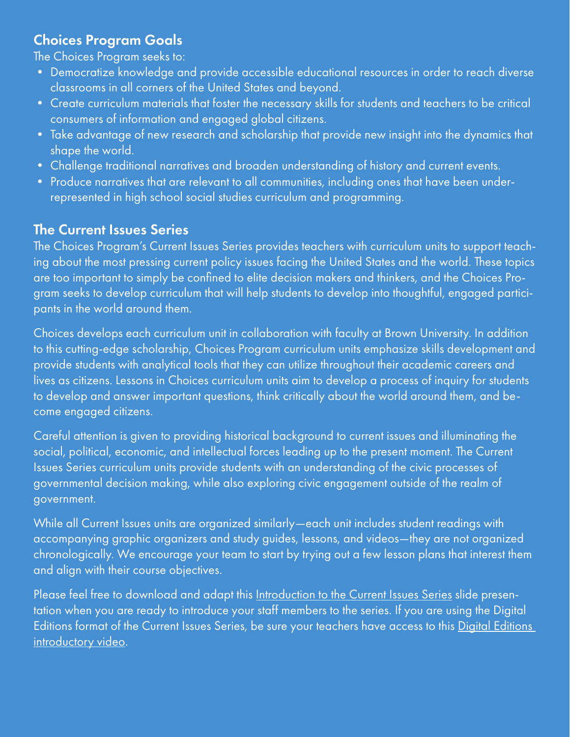## Choices Program Goals

The Choices Program seeks to:

- Democratize knowledge and provide accessible educational resources in order to reach diverse classrooms in all corners of the United States and beyond.
- Create curriculum materials that foster the necessary skills for students and teachers to be critical consumers of information and engaged global citizens.
- Take advantage of new research and scholarship that provide new insight into the dynamics that shape the world.
- Challenge traditional narratives and broaden understanding of history and current events.
- Produce narratives that are relevant to all communities, including ones that have been under-represented in high school social studies curriculum and programming.

## The Current Issues Series

The Choices Program's Current Issues Series provides teachers with curriculum units to support teaching about the most pressing current policy issues facing the United States and the world. These topics are too important to simply be confined to elite decision makers and thinkers, and the Choices Program seeks to develop curriculum that will help students to develop into thoughtful, engaged participants in the world around them.

Choices develops each curriculum unit in collaboration with faculty at Brown University. In addition to this cutting-edge scholarship, Choices Program curriculum units emphasize skills development and provide students with analytical tools that they can utilize throughout their academic careers and lives as citizens. Lessons in Choices curriculum units aim to develop a process of inquiry for students to develop and answer important questions, think critically about the world around them, and become engaged citizens.

Careful attention is given to providing historical background to current issues and illuminating the social, political, economic, and intellectual forces leading up to the present moment. The Current Issues Series curriculum units provide students with an understanding of the civic processes of governmental decision making, while also exploring civic engagement outside of the realm of government.

While all Current Issues units are organized similarly—each unit includes student readings with accompanying graphic organizers and study guides, lessons, and videos—they are not organized chronologically. We encourage your team to start by trying out a few lesson plans that interest them and align with their course objectives.

Please feel free to download and adapt this Introduction to the Current Issues Series slide presentation when you are ready to introduce your staff members to the series. If you are using the Digital Editions format of the Current Issues Series, be sure your teachers have access to this Digital Editions introductory video.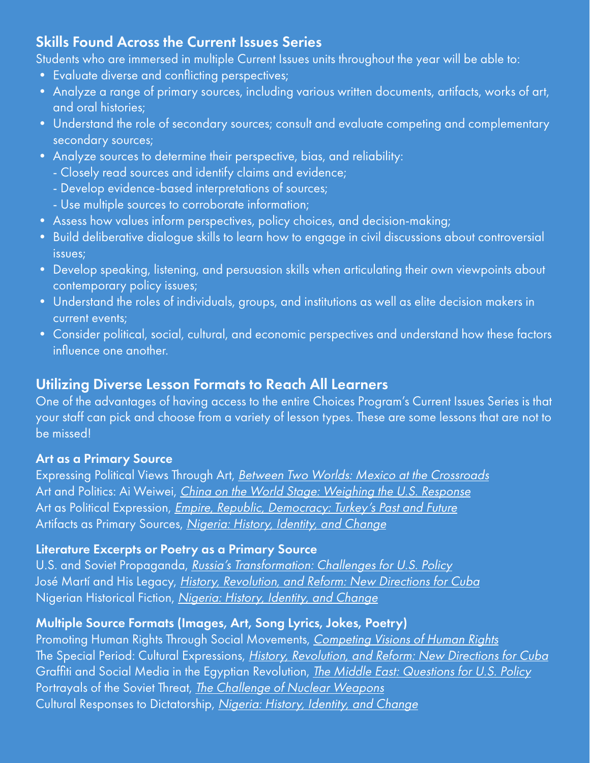## Skills Found Across the Current Issues Series

Students who are immersed in multiple Current Issues units throughout the year will be able to:

- Evaluate diverse and conflicting perspectives;
- Analyze a range of primary sources, including various written documents, artifacts, works of art, and oral histories;
- Understand the role of secondary sources; consult and evaluate competing and complementary secondary sources;
- Analyze sources to determine their perspective, bias, and reliability:
  - Closely read sources and identify claims and evidence;
  - Develop evidence-based interpretations of sources;
  - Use multiple sources to corroborate information;
- Assess how values inform perspectives, policy choices, and decision-making;
- Build deliberative dialogue skills to learn how to engage in civil discussions about controversial issues;
- Develop speaking, listening, and persuasion skills when articulating their own viewpoints about contemporary policy issues;
- Understand the roles of individuals, groups, and institutions as well as elite decision makers in current events;
- Consider political, social, cultural, and economic perspectives and understand how these factors influence one another.

## Utilizing Diverse Lesson Formats to Reach All Learners

One of the advantages of having access to the entire Choices Program's Current Issues Series is that your staff can pick and choose from a variety of lesson types. These are some lessons that are not to be missed!

### Art as a Primary Source

Expressing Political Views Through Art, *Between Two Worlds: Mexico at the Crossroads*
Art and Politics: Ai Weiwei, *China on the World Stage: Weighing the U.S. Response*
Art as Political Expression, *Empire, Republic, Democracy: Turkey's Past and Future*
Artifacts as Primary Sources, *Nigeria: History, Identity, and Change*

### Literature Excerpts or Poetry as a Primary Source

U.S. and Soviet Propaganda, *Russia's Transformation: Challenges for U.S. Policy*
José Martí and His Legacy, *History, Revolution, and Reform: New Directions for Cuba*
Nigerian Historical Fiction, *Nigeria: History, Identity, and Change*

### Multiple Source Formats (Images, Art, Song Lyrics, Jokes, Poetry)

Promoting Human Rights Through Social Movements, *Competing Visions of Human Rights*
The Special Period: Cultural Expressions, *History, Revolution, and Reform: New Directions for Cuba*
Graffiti and Social Media in the Egyptian Revolution, *The Middle East: Questions for U.S. Policy*
Portrayals of the Soviet Threat, *The Challenge of Nuclear Weapons*
Cultural Responses to Dictatorship, *Nigeria: History, Identity, and Change*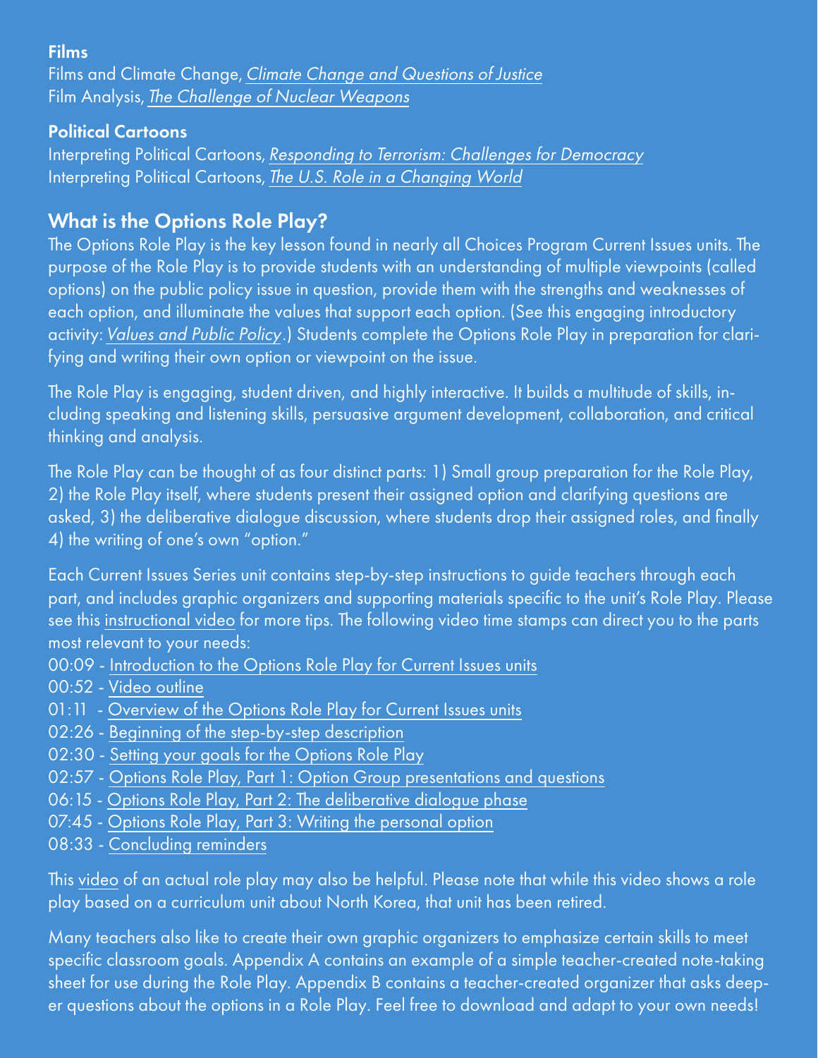**Films**

Films and Climate Change, *Climate Change and Questions of Justice*
Film Analysis, *The Challenge of Nuclear Weapons*

**Political Cartoons**

Interpreting Political Cartoons, *Responding to Terrorism: Challenges for Democracy*
Interpreting Political Cartoons, *The U.S. Role in a Changing World*

## What is the Options Role Play?

The Options Role Play is the key lesson found in nearly all Choices Program Current Issues units. The purpose of the Role Play is to provide students with an understanding of multiple viewpoints (called options) on the public policy issue in question, provide them with the strengths and weaknesses of each option, and illuminate the values that support each option. (See this engaging introductory activity: *Values and Public Policy*.) Students complete the Options Role Play in preparation for clarifying and writing their own option or viewpoint on the issue.

The Role Play is engaging, student driven, and highly interactive. It builds a multitude of skills, including speaking and listening skills, persuasive argument development, collaboration, and critical thinking and analysis.

The Role Play can be thought of as four distinct parts: 1) Small group preparation for the Role Play, 2) the Role Play itself, where students present their assigned option and clarifying questions are asked, 3) the deliberative dialogue discussion, where students drop their assigned roles, and finally 4) the writing of one's own "option."

Each Current Issues Series unit contains step-by-step instructions to guide teachers through each part, and includes graphic organizers and supporting materials specific to the unit's Role Play. Please see this instructional video for more tips. The following video time stamps can direct you to the parts most relevant to your needs:

00:09 - Introduction to the Options Role Play for Current Issues units
00:52 - Video outline
01:11 - Overview of the Options Role Play for Current Issues units
02:26 - Beginning of the step-by-step description
02:30 - Setting your goals for the Options Role Play
02:57 - Options Role Play, Part 1: Option Group presentations and questions
06:15 - Options Role Play, Part 2: The deliberative dialogue phase
07:45 - Options Role Play, Part 3: Writing the personal option
08:33 - Concluding reminders

This video of an actual role play may also be helpful. Please note that while this video shows a role play based on a curriculum unit about North Korea, that unit has been retired.

Many teachers also like to create their own graphic organizers to emphasize certain skills to meet specific classroom goals. Appendix A contains an example of a simple teacher-created note-taking sheet for use during the Role Play. Appendix B contains a teacher-created organizer that asks deeper questions about the options in a Role Play. Feel free to download and adapt to your own needs!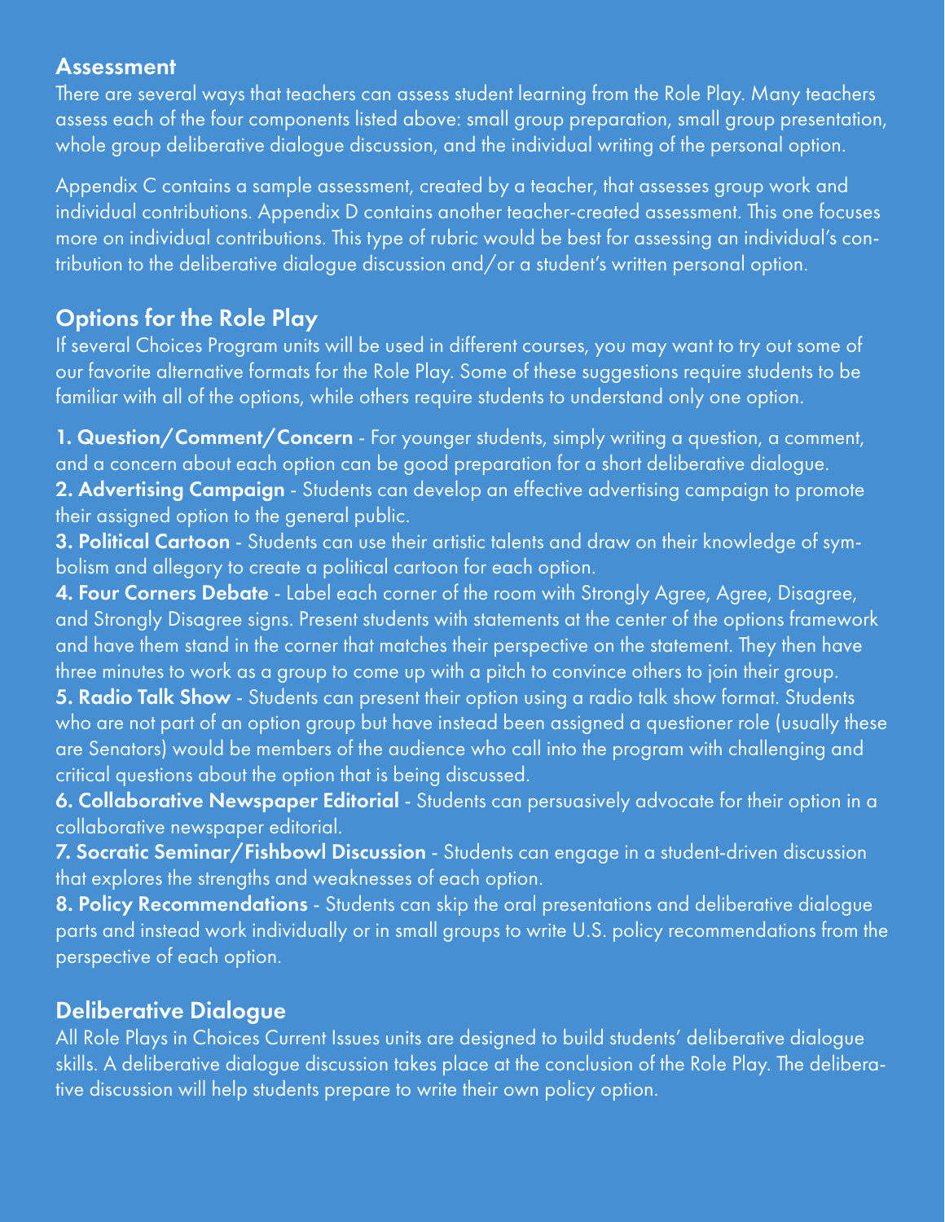## Assessment

There are several ways that teachers can assess student learning from the Role Play. Many teachers assess each of the four components listed above: small group preparation, small group presentation, whole group deliberative dialogue discussion, and the individual writing of the personal option.

Appendix C contains a sample assessment, created by a teacher, that assesses group work and individual contributions. Appendix D contains another teacher-created assessment. This one focuses more on individual contributions. This type of rubric would be best for assessing an individual's contribution to the deliberative dialogue discussion and/or a student's written personal option.

## Options for the Role Play

If several Choices Program units will be used in different courses, you may want to try out some of our favorite alternative formats for the Role Play. Some of these suggestions require students to be familiar with all of the options, while others require students to understand only one option.

**1. Question/Comment/Concern** - For younger students, simply writing a question, a comment, and a concern about each option can be good preparation for a short deliberative dialogue.

**2. Advertising Campaign** - Students can develop an effective advertising campaign to promote their assigned option to the general public.

**3. Political Cartoon** - Students can use their artistic talents and draw on their knowledge of symbolism and allegory to create a political cartoon for each option.

**4. Four Corners Debate** - Label each corner of the room with Strongly Agree, Agree, Disagree, and Strongly Disagree signs. Present students with statements at the center of the options framework and have them stand in the corner that matches their perspective on the statement. They then have three minutes to work as a group to come up with a pitch to convince others to join their group.

**5. Radio Talk Show** - Students can present their option using a radio talk show format. Students who are not part of an option group but have instead been assigned a questioner role (usually these are Senators) would be members of the audience who call into the program with challenging and critical questions about the option that is being discussed.

**6. Collaborative Newspaper Editorial** - Students can persuasively advocate for their option in a collaborative newspaper editorial.

**7. Socratic Seminar/Fishbowl Discussion** - Students can engage in a student-driven discussion that explores the strengths and weaknesses of each option.

**8. Policy Recommendations** - Students can skip the oral presentations and deliberative dialogue parts and instead work individually or in small groups to write U.S. policy recommendations from the perspective of each option.

## Deliberative Dialogue

All Role Plays in Choices Current Issues units are designed to build students' deliberative dialogue skills. A deliberative dialogue discussion takes place at the conclusion of the Role Play. The deliberative discussion will help students prepare to write their own policy option.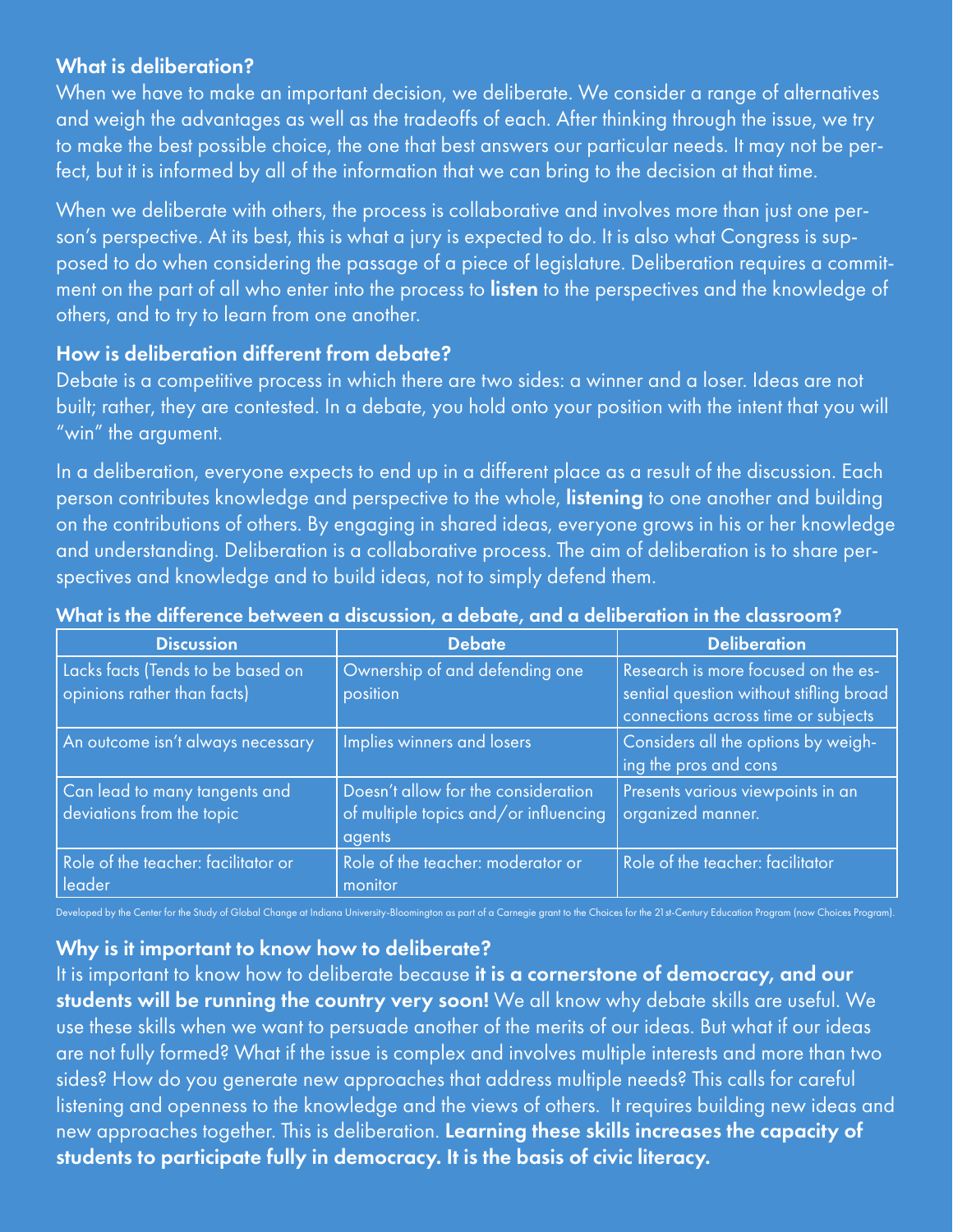### What is deliberation?

When we have to make an important decision, we deliberate. We consider a range of alternatives and weigh the advantages as well as the tradeoffs of each. After thinking through the issue, we try to make the best possible choice, the one that best answers our particular needs. It may not be perfect, but it is informed by all of the information that we can bring to the decision at that time.

When we deliberate with others, the process is collaborative and involves more than just one person's perspective. At its best, this is what a jury is expected to do. It is also what Congress is supposed to do when considering the passage of a piece of legislature. Deliberation requires a commitment on the part of all who enter into the process to **listen** to the perspectives and the knowledge of others, and to try to learn from one another.

### How is deliberation different from debate?

Debate is a competitive process in which there are two sides: a winner and a loser. Ideas are not built; rather, they are contested. In a debate, you hold onto your position with the intent that you will "win" the argument.

In a deliberation, everyone expects to end up in a different place as a result of the discussion. Each person contributes knowledge and perspective to the whole, **listening** to one another and building on the contributions of others. By engaging in shared ideas, everyone grows in his or her knowledge and understanding. Deliberation is a collaborative process. The aim of deliberation is to share perspectives and knowledge and to build ideas, not to simply defend them.

### What is the difference between a discussion, a debate, and a deliberation in the classroom?

| Discussion | Debate | Deliberation |
|---|---|---|
| Lacks facts (Tends to be based on opinions rather than facts) | Ownership of and defending one position | Research is more focused on the essential question without stifling broad connections across time or subjects |
| An outcome isn't always necessary | Implies winners and losers | Considers all the options by weighing the pros and cons |
| Can lead to many tangents and deviations from the topic | Doesn't allow for the consideration of multiple topics and/or influencing agents | Presents various viewpoints in an organized manner. |
| Role of the teacher: facilitator or leader | Role of the teacher: moderator or monitor | Role of the teacher: facilitator |

Developed by the Center for the Study of Global Change at Indiana University-Bloomington as part of a Carnegie grant to the Choices for the 21st-Century Education Program (now Choices Program).

### Why is it important to know how to deliberate?

It is important to know how to deliberate because **it is a cornerstone of democracy, and our students will be running the country very soon!** We all know why debate skills are useful. We use these skills when we want to persuade another of the merits of our ideas. But what if our ideas are not fully formed? What if the issue is complex and involves multiple interests and more than two sides? How do you generate new approaches that address multiple needs? This calls for careful listening and openness to the knowledge and the views of others. It requires building new ideas and new approaches together. This is deliberation. **Learning these skills increases the capacity of students to participate fully in democracy. It is the basis of civic literacy.**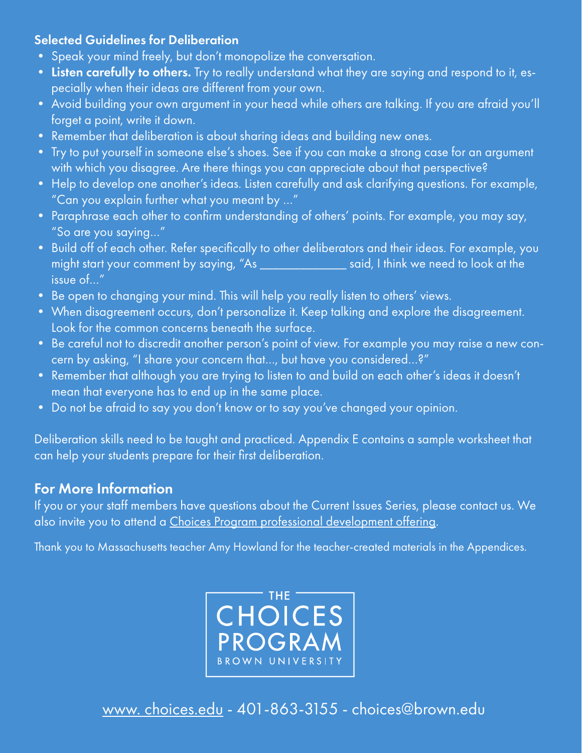### Selected Guidelines for Deliberation

- Speak your mind freely, but don't monopolize the conversation.
- **Listen carefully to others.** Try to really understand what they are saying and respond to it, especially when their ideas are different from your own.
- Avoid building your own argument in your head while others are talking. If you are afraid you'll forget a point, write it down.
- Remember that deliberation is about sharing ideas and building new ones.
- Try to put yourself in someone else's shoes. See if you can make a strong case for an argument with which you disagree. Are there things you can appreciate about that perspective?
- Help to develop one another's ideas. Listen carefully and ask clarifying questions. For example, "Can you explain further what you meant by ..."
- Paraphrase each other to confirm understanding of others' points. For example, you may say, "So are you saying..."
- Build off of each other. Refer specifically to other deliberators and their ideas. For example, you might start your comment by saying, "As _____________ said, I think we need to look at the issue of..."
- Be open to changing your mind. This will help you really listen to others' views.
- When disagreement occurs, don't personalize it. Keep talking and explore the disagreement. Look for the common concerns beneath the surface.
- Be careful not to discredit another person's point of view. For example you may raise a new concern by asking, "I share your concern that..., but have you considered...?"
- Remember that although you are trying to listen to and build on each other's ideas it doesn't mean that everyone has to end up in the same place.
- Do not be afraid to say you don't know or to say you've changed your opinion.

Deliberation skills need to be taught and practiced. Appendix E contains a sample worksheet that can help your students prepare for their first deliberation.

## For More Information

If you or your staff members have questions about the Current Issues Series, please contact us. We also invite you to attend a Choices Program professional development offering.

Thank you to Massachusetts teacher Amy Howland for the teacher-created materials in the Appendices.

THE CHOICES PROGRAM
BROWN UNIVERSITY

www. choices.edu - 401-863-3155 - choices@brown.edu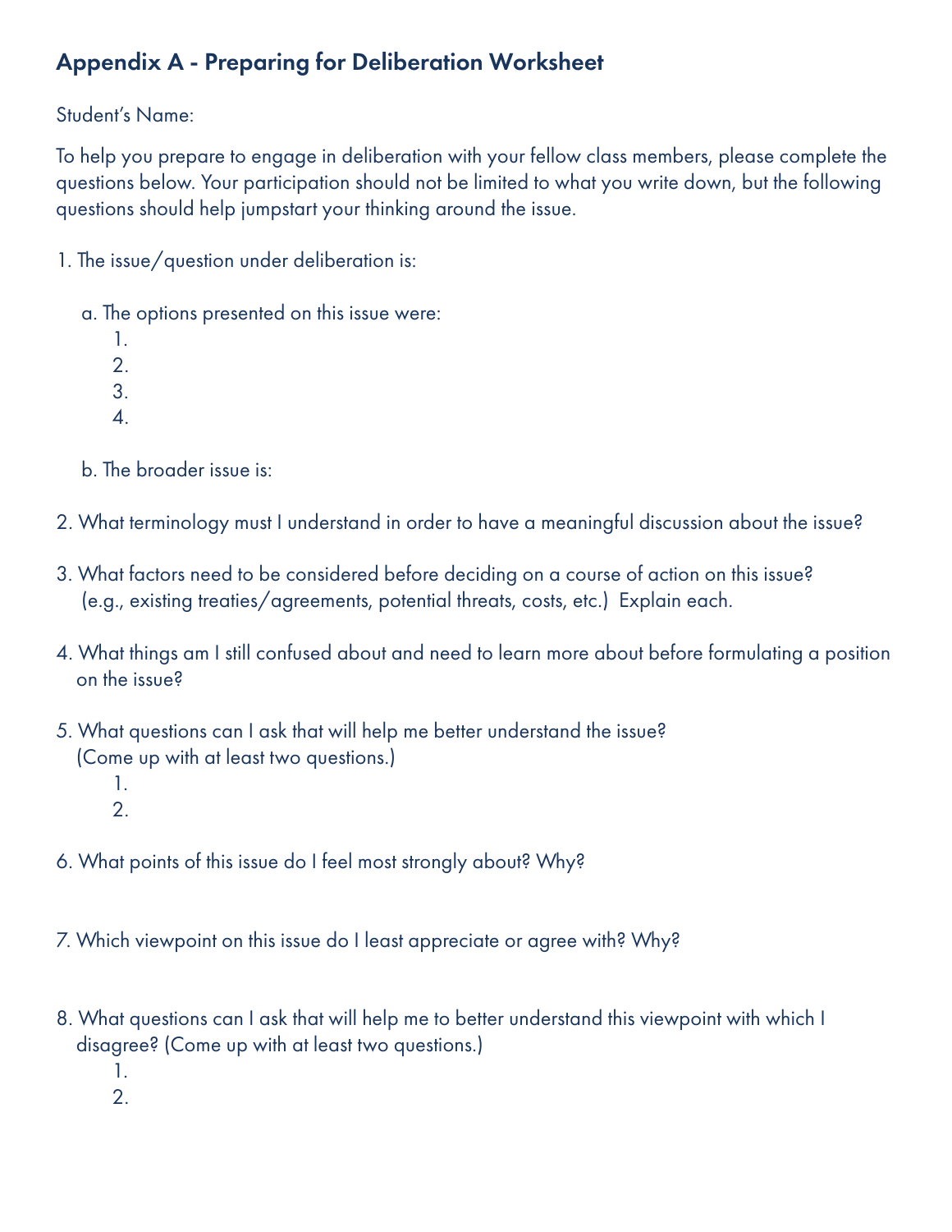## Appendix A - Preparing for Deliberation Worksheet

Student's Name:

To help you prepare to engage in deliberation with your fellow class members, please complete the questions below. Your participation should not be limited to what you write down, but the following questions should help jumpstart your thinking around the issue.

1. The issue/question under deliberation is:

   a. The options presented on this issue were:
      1.
      2.
      3.
      4.

   b. The broader issue is:

2. What terminology must I understand in order to have a meaningful discussion about the issue?

3. What factors need to be considered before deciding on a course of action on this issue? (e.g., existing treaties/agreements, potential threats, costs, etc.) Explain each.

4. What things am I still confused about and need to learn more about before formulating a position on the issue?

5. What questions can I ask that will help me better understand the issue? (Come up with at least two questions.)
   1.
   2.

6. What points of this issue do I feel most strongly about? Why?

7. Which viewpoint on this issue do I least appreciate or agree with? Why?

8. What questions can I ask that will help me to better understand this viewpoint with which I disagree? (Come up with at least two questions.)
   1.
   2.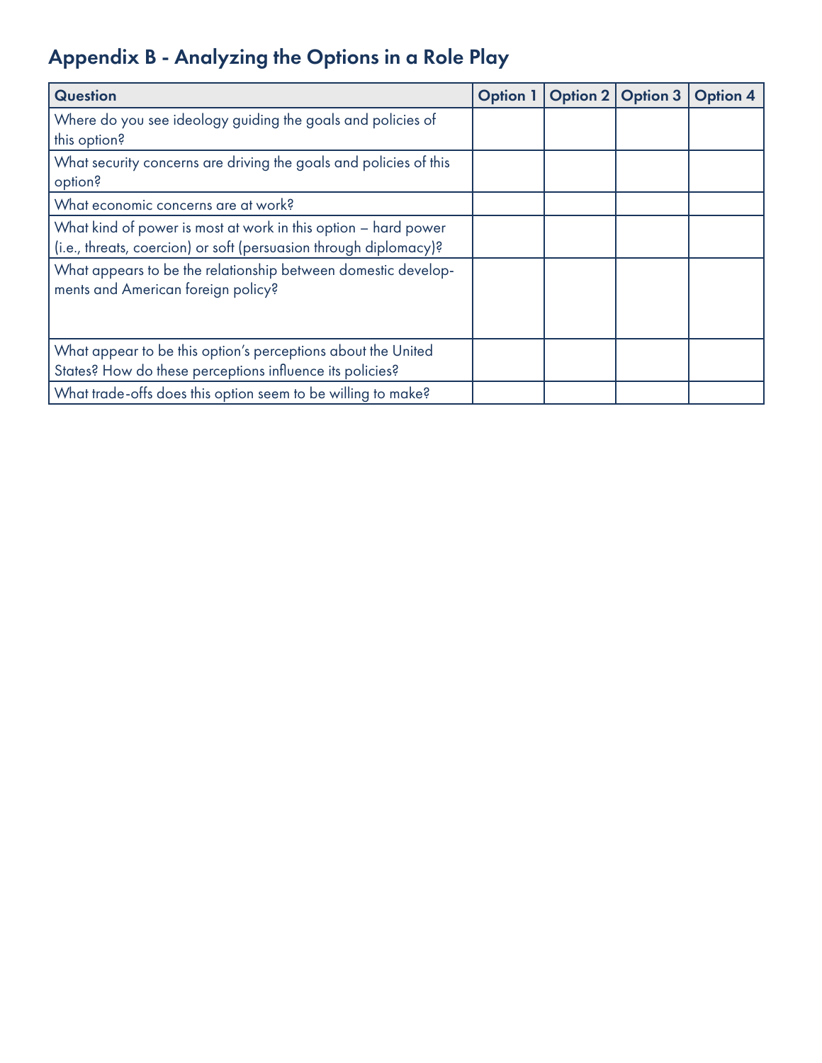## Appendix B - Analyzing the Options in a Role Play

| Question | Option 1 | Option 2 | Option 3 | Option 4 |
|---|---|---|---|---|
| Where do you see ideology guiding the goals and policies of this option? | | | | |
| What security concerns are driving the goals and policies of this option? | | | | |
| What economic concerns are at work? | | | | |
| What kind of power is most at work in this option – hard power (i.e., threats, coercion) or soft (persuasion through diplomacy)? | | | | |
| What appears to be the relationship between domestic developments and American foreign policy? | | | | |
| What appear to be this option's perceptions about the United States? How do these perceptions influence its policies? | | | | |
| What trade-offs does this option seem to be willing to make? | | | | |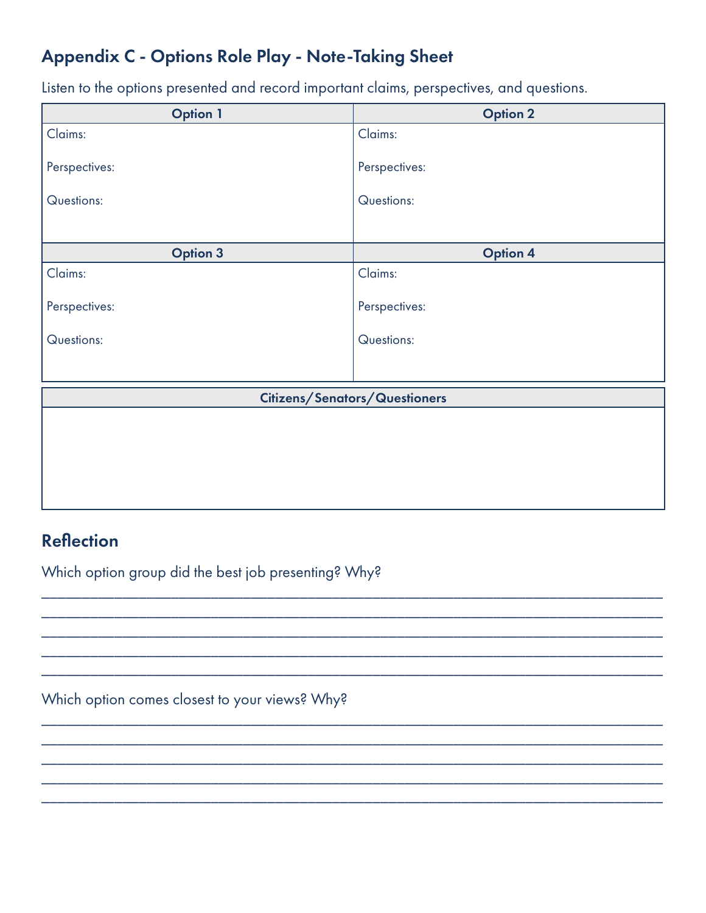## Appendix C - Options Role Play - Note-Taking Sheet

Listen to the options presented and record important claims, perspectives, and questions.

| Option 1 | Option 2 |
| --- | --- |
| Claims:<br><br>Perspectives:<br><br>Questions: | Claims:<br><br>Perspectives:<br><br>Questions: |
| **Option 3** | **Option 4** |
| Claims:<br><br>Perspectives:<br><br>Questions: | Claims:<br><br>Perspectives:<br><br>Questions: |

| Citizens/Senators/Questioners |
| --- |
| |

## Reflection

Which option group did the best job presenting? Why?

______________________________________________________________________________
______________________________________________________________________________
______________________________________________________________________________
______________________________________________________________________________
______________________________________________________________________________

Which option comes closest to your views? Why?

______________________________________________________________________________
______________________________________________________________________________
______________________________________________________________________________
______________________________________________________________________________
______________________________________________________________________________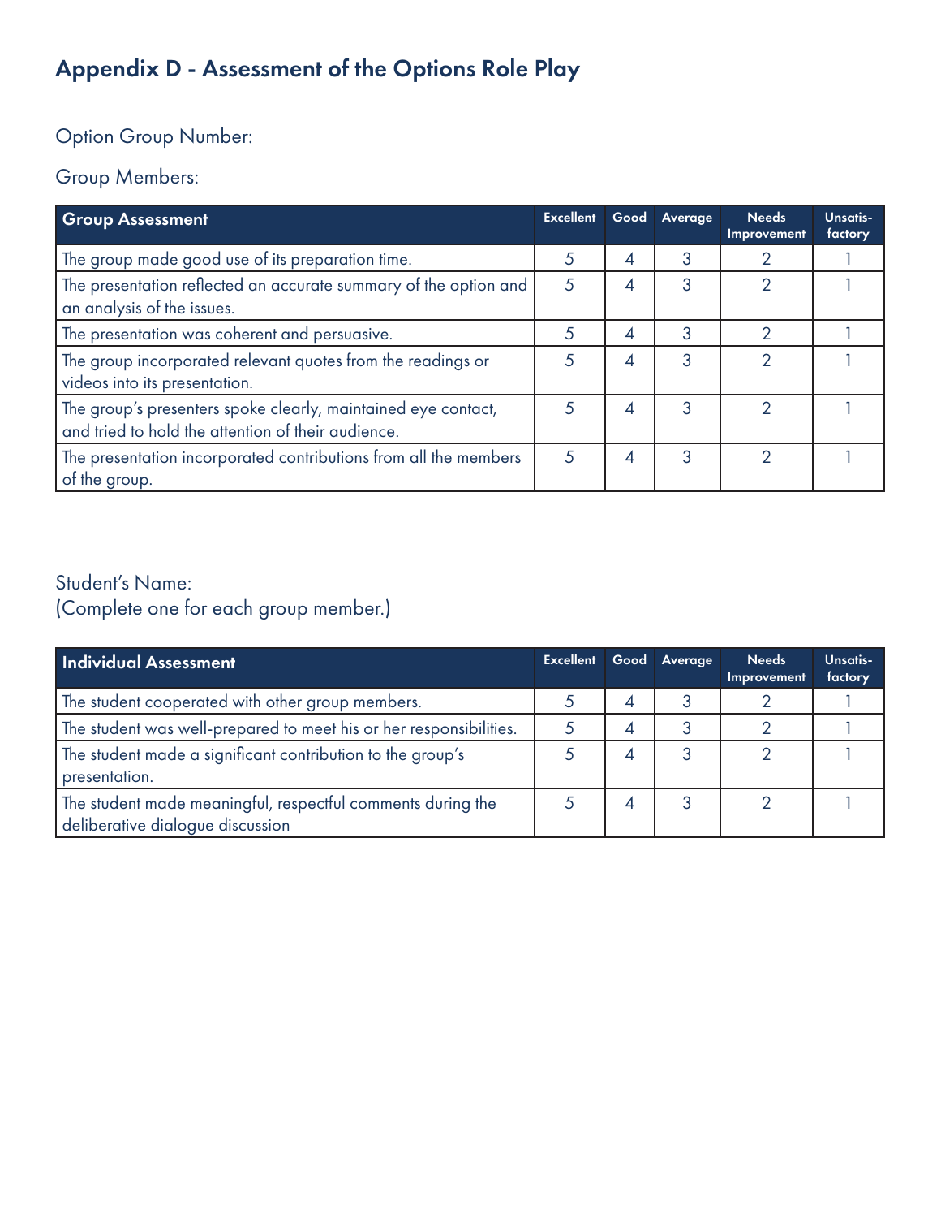## Appendix D - Assessment of the Options Role Play

Option Group Number:

Group Members:

| Group Assessment | Excellent | Good | Average | Needs Improvement | Unsatis-factory |
| --- | --- | --- | --- | --- | --- |
| The group made good use of its preparation time. | 5 | 4 | 3 | 2 | 1 |
| The presentation reflected an accurate summary of the option and an analysis of the issues. | 5 | 4 | 3 | 2 | 1 |
| The presentation was coherent and persuasive. | 5 | 4 | 3 | 2 | 1 |
| The group incorporated relevant quotes from the readings or videos into its presentation. | 5 | 4 | 3 | 2 | 1 |
| The group's presenters spoke clearly, maintained eye contact, and tried to hold the attention of their audience. | 5 | 4 | 3 | 2 | 1 |
| The presentation incorporated contributions from all the members of the group. | 5 | 4 | 3 | 2 | 1 |

Student's Name:
(Complete one for each group member.)

| Individual Assessment | Excellent | Good | Average | Needs Improvement | Unsatis-factory |
| --- | --- | --- | --- | --- | --- |
| The student cooperated with other group members. | 5 | 4 | 3 | 2 | 1 |
| The student was well-prepared to meet his or her responsibilities. | 5 | 4 | 3 | 2 | 1 |
| The student made a significant contribution to the group's presentation. | 5 | 4 | 3 | 2 | 1 |
| The student made meaningful, respectful comments during the deliberative dialogue discussion | 5 | 4 | 3 | 2 | 1 |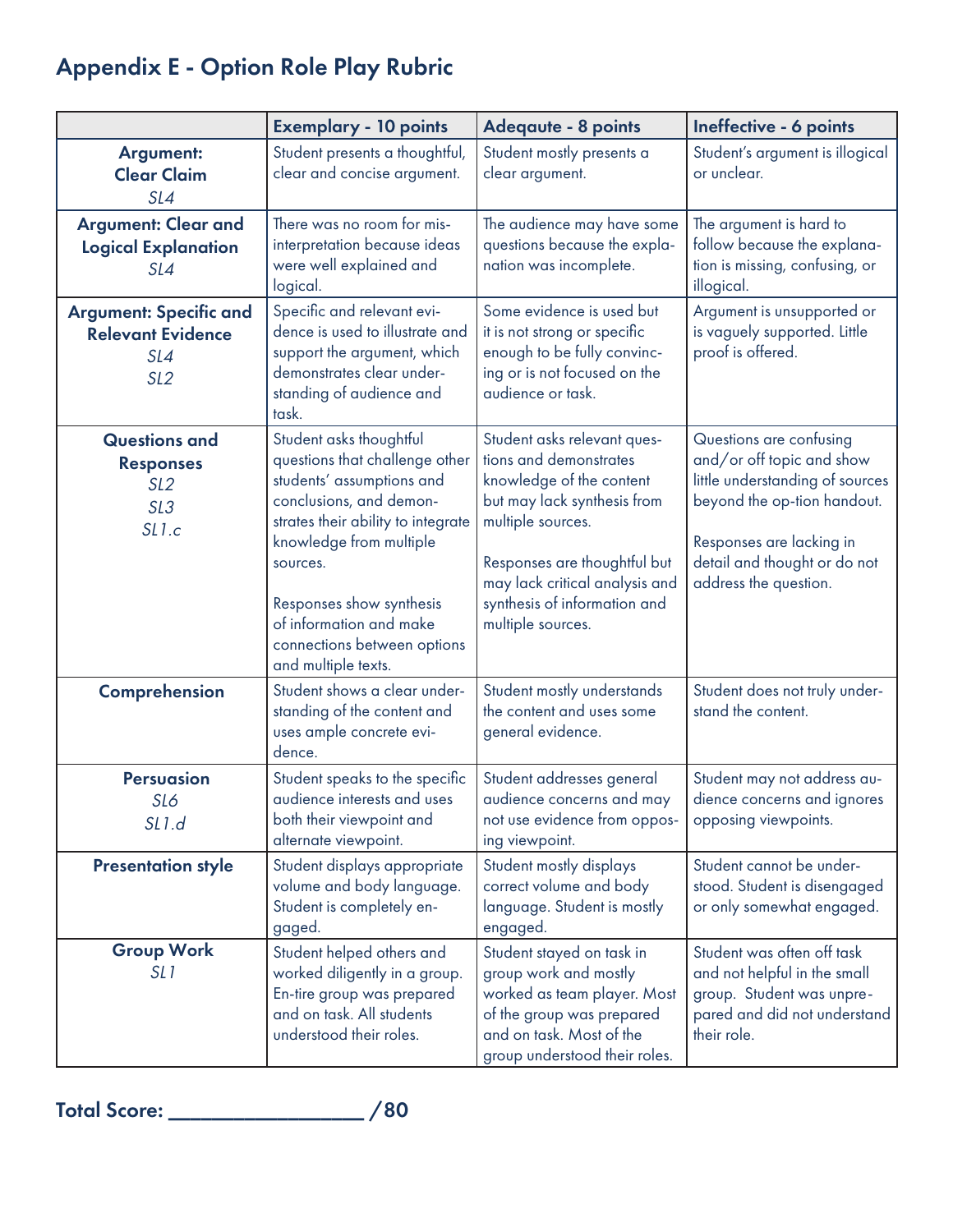## Appendix E - Option Role Play Rubric

| | Exemplary - 10 points | Adeqaute - 8 points | Ineffective - 6 points |
|---|---|---|---|
| **Argument: Clear Claim** *SL4* | Student presents a thoughtful, clear and concise argument. | Student mostly presents a clear argument. | Student's argument is illogical or unclear. |
| **Argument: Clear and Logical Explanation** *SL4* | There was no room for mis-interpretation because ideas were well explained and logical. | The audience may have some questions because the expla-nation was incomplete. | The argument is hard to follow because the explana-tion is missing, confusing, or illogical. |
| **Argument: Specific and Relevant Evidence** *SL4* *SL2* | Specific and relevant evi-dence is used to illustrate and support the argument, which demonstrates clear under-standing of audience and task. | Some evidence is used but it is not strong or specific enough to be fully convinc-ing or is not focused on the audience or task. | Argument is unsupported or is vaguely supported. Little proof is offered. |
| **Questions and Responses** *SL2* *SL3* *SL1.c* | Student asks thoughtful questions that challenge other students' assumptions and conclusions, and demon-strates their ability to integrate knowledge from multiple sources.<br><br>Responses show synthesis of information and make connections between options and multiple texts. | Student asks relevant ques-tions and demonstrates knowledge of the content but may lack synthesis from multiple sources.<br><br>Responses are thoughtful but may lack critical analysis and synthesis of information and multiple sources. | Questions are confusing and/or off topic and show little understanding of sources beyond the op-tion handout.<br><br>Responses are lacking in detail and thought or do not address the question. |
| **Comprehension** | Student shows a clear under-standing of the content and uses ample concrete evi-dence. | Student mostly understands the content and uses some general evidence. | Student does not truly under-stand the content. |
| **Persuasion** *SL6* *SL1.d* | Student speaks to the specific audience interests and uses both their viewpoint and alternate viewpoint. | Student addresses general audience concerns and may not use evidence from oppos-ing viewpoint. | Student may not address au-dience concerns and ignores opposing viewpoints. |
| **Presentation style** | Student displays appropriate volume and body language. Student is completely en-gaged. | Student mostly displays correct volume and body language. Student is mostly engaged. | Student cannot be under-stood. Student is disengaged or only somewhat engaged. |
| **Group Work** *SL1* | Student helped others and worked diligently in a group. En-tire group was prepared and on task. All students understood their roles. | Student stayed on task in group work and mostly worked as team player. Most of the group was prepared and on task. Most of the group understood their roles. | Student was often off task and not helpful in the small group. Student was unpre-pared and did not understand their role. |

**Total Score: ________________ /80**